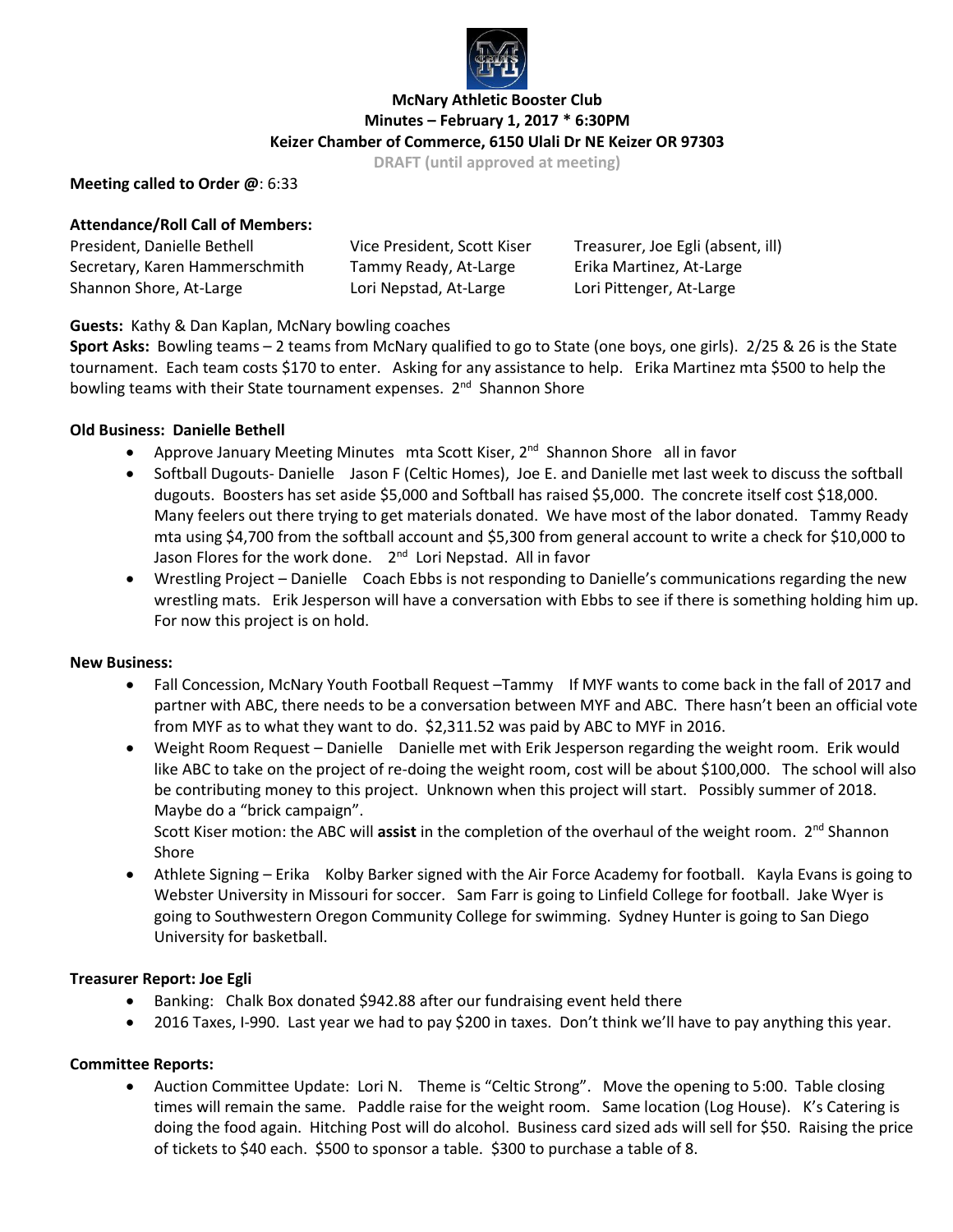**McNary Athletic Booster Club**
**Minutes – February 1, 2017 * 6:30PM**
**Keizer Chamber of Commerce, 6150 Ulali Dr NE Keizer OR 97303**
DRAFT (until approved at meeting)

**Meeting called to Order @**: 6:33

**Attendance/Roll Call of Members:**

President, Danielle Bethell
Vice President, Scott Kiser
Treasurer, Joe Egli (absent, ill)
Secretary, Karen Hammerschmith
Tammy Ready, At-Large
Erika Martinez, At-Large
Shannon Shore, At-Large
Lori Nepstad, At-Large
Lori Pittenger, At-Large

**Guests:** Kathy & Dan Kaplan, McNary bowling coaches

**Sport Asks:** Bowling teams – 2 teams from McNary qualified to go to State (one boys, one girls). 2/25 & 26 is the State tournament. Each team costs $170 to enter. Asking for any assistance to help. Erika Martinez mta $500 to help the bowling teams with their State tournament expenses. 2nd Shannon Shore

**Old Business: Danielle Bethell**

- Approve January Meeting Minutes mta Scott Kiser, 2nd Shannon Shore all in favor
- Softball Dugouts- Danielle Jason F (Celtic Homes), Joe E. and Danielle met last week to discuss the softball dugouts. Boosters has set aside $5,000 and Softball has raised $5,000. The concrete itself cost $18,000. Many feelers out there trying to get materials donated. We have most of the labor donated. Tammy Ready mta using $4,700 from the softball account and $5,300 from general account to write a check for $10,000 to Jason Flores for the work done. 2nd Lori Nepstad. All in favor
- Wrestling Project – Danielle Coach Ebbs is not responding to Danielle's communications regarding the new wrestling mats. Erik Jesperson will have a conversation with Ebbs to see if there is something holding him up. For now this project is on hold.

**New Business:**

- Fall Concession, McNary Youth Football Request –Tammy If MYF wants to come back in the fall of 2017 and partner with ABC, there needs to be a conversation between MYF and ABC. There hasn't been an official vote from MYF as to what they want to do. $2,311.52 was paid by ABC to MYF in 2016.
- Weight Room Request – Danielle Danielle met with Erik Jesperson regarding the weight room. Erik would like ABC to take on the project of re-doing the weight room, cost will be about $100,000. The school will also be contributing money to this project. Unknown when this project will start. Possibly summer of 2018. Maybe do a "brick campaign".
  Scott Kiser motion: the ABC will **assist** in the completion of the overhaul of the weight room. 2nd Shannon Shore
- Athlete Signing – Erika Kolby Barker signed with the Air Force Academy for football. Kayla Evans is going to Webster University in Missouri for soccer. Sam Farr is going to Linfield College for football. Jake Wyer is going to Southwestern Oregon Community College for swimming. Sydney Hunter is going to San Diego University for basketball.

**Treasurer Report: Joe Egli**

- Banking: Chalk Box donated $942.88 after our fundraising event held there
- 2016 Taxes, I-990. Last year we had to pay $200 in taxes. Don't think we'll have to pay anything this year.

**Committee Reports:**

- Auction Committee Update: Lori N. Theme is "Celtic Strong". Move the opening to 5:00. Table closing times will remain the same. Paddle raise for the weight room. Same location (Log House). K's Catering is doing the food again. Hitching Post will do alcohol. Business card sized ads will sell for $50. Raising the price of tickets to $40 each. $500 to sponsor a table. $300 to purchase a table of 8.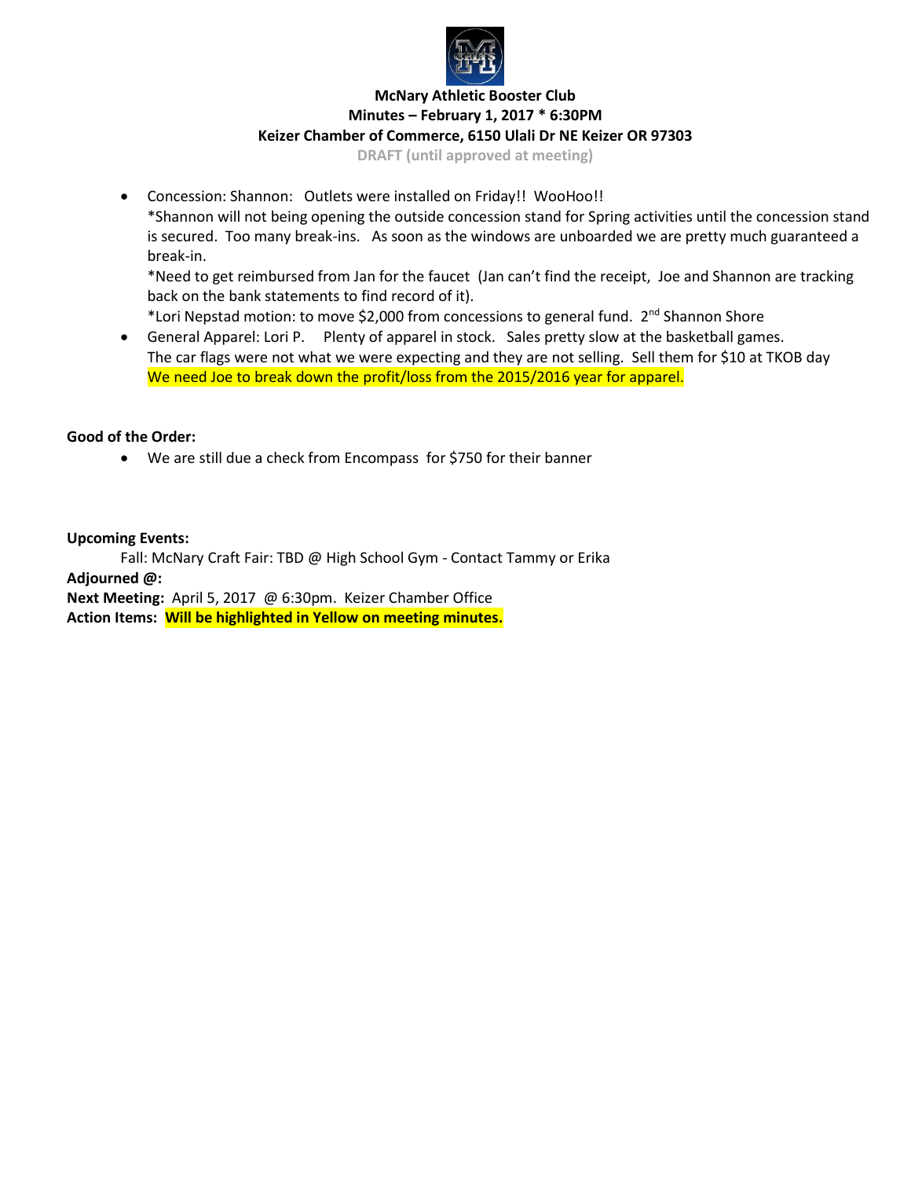**McNary Athletic Booster Club**
**Minutes – February 1, 2017 * 6:30PM**
**Keizer Chamber of Commerce, 6150 Ulali Dr NE Keizer OR 97303**
DRAFT (until approved at meeting)

- Concession: Shannon: Outlets were installed on Friday!! WooHoo!!
  *Shannon will not being opening the outside concession stand for Spring activities until the concession stand is secured. Too many break-ins. As soon as the windows are unboarded we are pretty much guaranteed a break-in.
  *Need to get reimbursed from Jan for the faucet (Jan can't find the receipt, Joe and Shannon are tracking back on the bank statements to find record of it).
  *Lori Nepstad motion: to move $2,000 from concessions to general fund. 2nd Shannon Shore
- General Apparel: Lori P. Plenty of apparel in stock. Sales pretty slow at the basketball games.
  The car flags were not what we were expecting and they are not selling. Sell them for $10 at TKOB day
  We need Joe to break down the profit/loss from the 2015/2016 year for apparel.

**Good of the Order:**

- We are still due a check from Encompass for $750 for their banner

**Upcoming Events:**

Fall: McNary Craft Fair: TBD @ High School Gym - Contact Tammy or Erika

**Adjourned @:**

**Next Meeting:** April 5, 2017 @ 6:30pm. Keizer Chamber Office

**Action Items:** **Will be highlighted in Yellow on meeting minutes.**